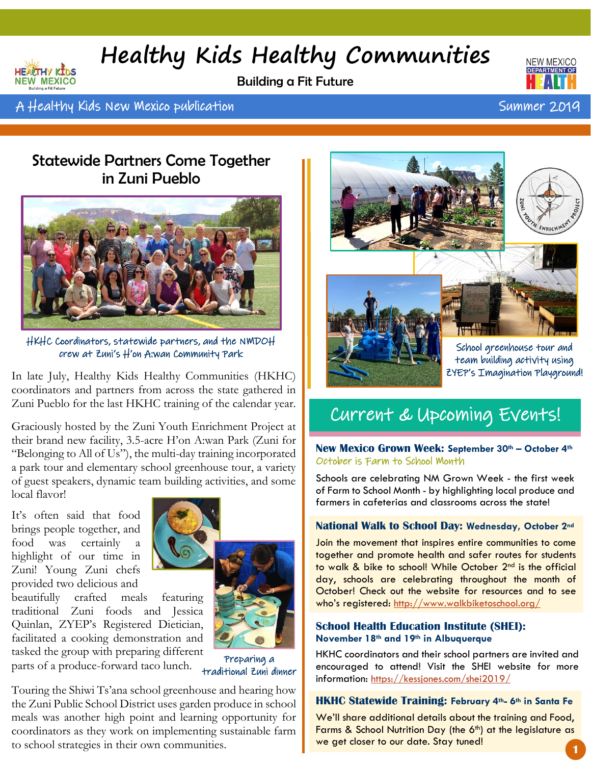# Healthy Kids Healthy Communities

Building a Fit Future

A Healthy Kids New Mexico publication — Summer 2019

## Statewide Partners Come Together in Zuni Pueblo

HKHC Coordinators, statewide partners, and the NMDOH crew at Zuni's H'on A:wan Community Park

In late July, Healthy Kids Healthy Communities (HKHC) coordinators and partners from across the state gathered in Zuni Pueblo for the last HKHC training of the calendar year.

Graciously hosted by the Zuni Youth Enrichment Project at their brand new facility, 3.5-acre H'on A:wan Park (Zuni for "Belonging to All of Us"), the multi-day training incorporated a park tour and elementary school greenhouse tour, a variety of guest speakers, dynamic team building activities, and some local flavor!

It's often said that food brings people together, and food was certainly a highlight of our time in Zuni! Young Zuni chefs provided two delicious and beautifully crafted meals featuring traditional Zuni foods and Jessica Quinlan, ZYEP's Registered Dietician, facilitated a cooking demonstration and tasked the group with preparing different parts of a produce-forward taco lunch.

Preparing a traditional Zuni dinner

Touring the Shiwi Ts'ana school greenhouse and hearing how the Zuni Public School District uses garden produce in school meals was another high point and learning opportunity for coordinators as they work on implementing sustainable farm to school strategies in their own communities.

School greenhouse tour and team building activity using ZYEP's Imagination Playground!

## Current & Upcoming Events!

### New Mexico Grown Week: September 30th – October 4th

October is Farm to School Month

Schools are celebrating NM Grown Week - the first week of Farm to School Month - by highlighting local produce and farmers in cafeterias and classrooms across the state!

### National Walk to School Day: Wednesday, October 2nd

Join the movement that inspires entire communities to come together and promote health and safer routes for students to walk & bike to school! While October 2nd is the official day, schools are celebrating throughout the month of October! Check out the website for resources and to see who's registered: http://www.walkbiketoschool.org/

### School Health Education Institute (SHEI): November 18th and 19th in Albuquerque

HKHC coordinators and their school partners are invited and encouraged to attend! Visit the SHEI website for more information: https://kessjones.com/shei2019/

### HKHC Statewide Training: February 4th- 6th in Santa Fe

We'll share additional details about the training and Food, Farms & School Nutrition Day (the 6th) at the legislature as we get closer to our date. Stay tuned!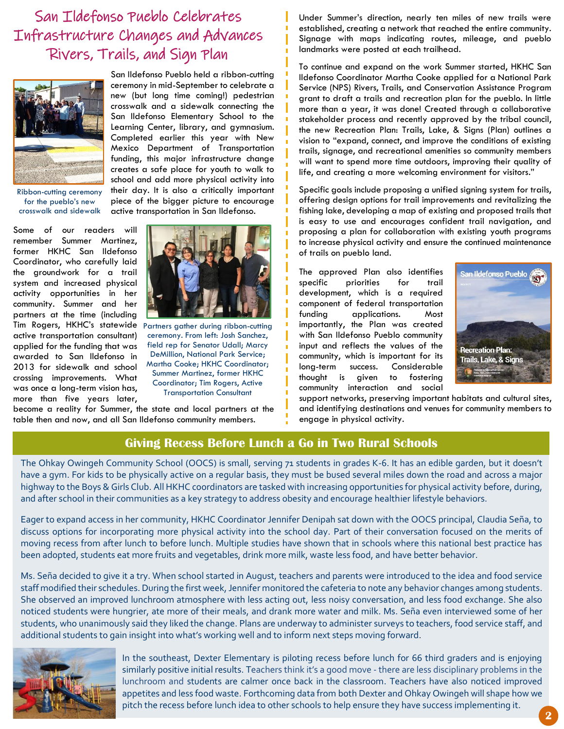# San Ildefonso Pueblo Celebrates Infrastructure Changes and Advances Rivers, Trails, and Sign Plan

Ribbon-cutting ceremony for the pueblo's new crosswalk and sidewalk

San Ildefonso Pueblo held a ribbon-cutting ceremony in mid-September to celebrate a new (but long time coming!) pedestrian crosswalk and a sidewalk connecting the San Ildefonso Elementary School to the Learning Center, library, and gymnasium. Completed earlier this year with New Mexico Department of Transportation funding, this major infrastructure change creates a safe place for youth to walk to school and add more physical activity into their day. It is also a critically important piece of the bigger picture to encourage active transportation in San Ildefonso.

Some of our readers will remember Summer Martinez, former HKHC San Ildefonso Coordinator, who carefully laid the groundwork for a trail system and increased physical activity opportunities in her community. Summer and her partners at the time (including Tim Rogers, HKHC's statewide active transportation consultant) applied for the funding that was awarded to San Ildefonso in 2013 for sidewalk and school crossing improvements. What was once a long-term vision has, more than five years later, become a reality for Summer, the state and local partners at the table then and now, and all San Ildefonso community members.

Partners gather during ribbon-cutting ceremony. From left: Josh Sanchez, field rep for Senator Udall; Marcy DeMillion, National Park Service; Martha Cooke; HKHC Coordinator; Summer Martinez, former HKHC Coordinator; Tim Rogers, Active Transportation Consultant

Under Summer's direction, nearly ten miles of new trails were established, creating a network that reached the entire community. Signage with maps indicating routes, mileage, and pueblo landmarks were posted at each trailhead.

To continue and expand on the work Summer started, HKHC San Ildefonso Coordinator Martha Cooke applied for a National Park Service (NPS) Rivers, Trails, and Conservation Assistance Program grant to draft a trails and recreation plan for the pueblo. In little more than a year, it was done! Created through a collaborative stakeholder process and recently approved by the tribal council, the new Recreation Plan: Trails, Lake, & Signs (Plan) outlines a vision to "expand, connect, and improve the conditions of existing trails, signage, and recreational amenities so community members will want to spend more time outdoors, improving their quality of life, and creating a more welcoming environment for visitors."

Specific goals include proposing a unified signing system for trails, offering design options for trail improvements and revitalizing the fishing lake, developing a map of existing and proposed trails that is easy to use and encourages confident trail navigation, and proposing a plan for collaboration with existing youth programs to increase physical activity and ensure the continued maintenance of trails on pueblo land.

The approved Plan also identifies specific priorities for trail development, which is a required component of federal transportation funding applications. Most importantly, the Plan was created with San Ildefonso Pueblo community input and reflects the values of the community, which is important for its long-term success. Considerable thought is given to fostering community interaction and social support networks, preserving important habitats and cultural sites, and identifying destinations and venues for community members to engage in physical activity.

## Giving Recess Before Lunch a Go in Two Rural Schools

The Ohkay Owingeh Community School (OOCS) is small, serving 71 students in grades K-6. It has an edible garden, but it doesn't have a gym. For kids to be physically active on a regular basis, they must be bused several miles down the road and across a major highway to the Boys & Girls Club. All HKHC coordinators are tasked with increasing opportunities for physical activity before, during, and after school in their communities as a key strategy to address obesity and encourage healthier lifestyle behaviors.

Eager to expand access in her community, HKHC Coordinator Jennifer Denipah sat down with the OOCS principal, Claudia Seña, to discuss options for incorporating more physical activity into the school day. Part of their conversation focused on the merits of moving recess from after lunch to before lunch. Multiple studies have shown that in schools where this national best practice has been adopted, students eat more fruits and vegetables, drink more milk, waste less food, and have better behavior.

Ms. Seña decided to give it a try. When school started in August, teachers and parents were introduced to the idea and food service staff modified their schedules. During the first week, Jennifer monitored the cafeteria to note any behavior changes among students. She observed an improved lunchroom atmosphere with less acting out, less noisy conversation, and less food exchange. She also noticed students were hungrier, ate more of their meals, and drank more water and milk. Ms. Seña even interviewed some of her students, who unanimously said they liked the change. Plans are underway to administer surveys to teachers, food service staff, and additional students to gain insight into what's working well and to inform next steps moving forward.

In the southeast, Dexter Elementary is piloting recess before lunch for 66 third graders and is enjoying similarly positive initial results. Teachers think it's a good move - there are less disciplinary problems in the lunchroom and students are calmer once back in the classroom. Teachers have also noticed improved appetites and less food waste. Forthcoming data from both Dexter and Ohkay Owingeh will shape how we pitch the recess before lunch idea to other schools to help ensure they have success implementing it.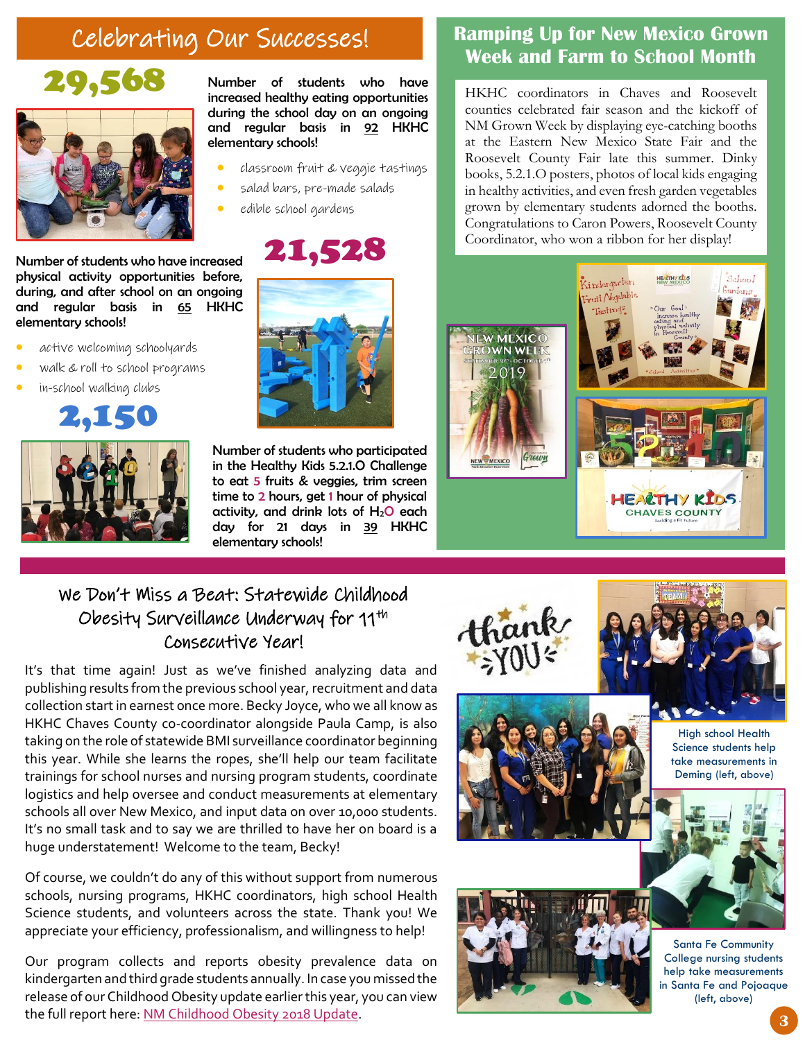## Celebrating Our Successes!

**29,568**

**Number of students who have increased healthy eating opportunities during the school day on an ongoing and regular basis in 92 HKHC elementary schools!**

- classroom fruit & veggie tastings
- salad bars, pre-made salads
- edible school gardens

**21,528**

**Number of students who have increased physical activity opportunities before, during, and after school on an ongoing and regular basis in 65 HKHC elementary schools!**

- active welcoming schoolyards
- walk & roll to school programs
- in-school walking clubs

**2,150**

**Number of students who participated in the Healthy Kids 5.2.1.0 Challenge to eat 5 fruits & veggies, trim screen time to 2 hours, get 1 hour of physical activity, and drink lots of $H_2O$ each day for 21 days in 39 HKHC elementary schools!**

## Ramping Up for New Mexico Grown Week and Farm to School Month

HKHC coordinators in Chaves and Roosevelt counties celebrated fair season and the kickoff of NM Grown Week by displaying eye-catching booths at the Eastern New Mexico State Fair and the Roosevelt County Fair late this summer. Dinky books, 5.2.1.0 posters, photos of local kids engaging in healthy activities, and even fresh garden vegetables grown by elementary students adorned the booths. Congratulations to Caron Powers, Roosevelt County Coordinator, who won a ribbon for her display!

## We Don't Miss a Beat: Statewide Childhood Obesity Surveillance Underway for 11th Consecutive Year!

It's that time again! Just as we've finished analyzing data and publishing results from the previous school year, recruitment and data collection start in earnest once more. Becky Joyce, who we all know as HKHC Chaves County co-coordinator alongside Paula Camp, is also taking on the role of statewide BMI surveillance coordinator beginning this year. While she learns the ropes, she'll help our team facilitate trainings for school nurses and nursing program students, coordinate logistics and help oversee and conduct measurements at elementary schools all over New Mexico, and input data on over 10,000 students. It's no small task and to say we are thrilled to have her on board is a huge understatement! Welcome to the team, Becky!

Of course, we couldn't do any of this without support from numerous schools, nursing programs, HKHC coordinators, high school Health Science students, and volunteers across the state. Thank you! We appreciate your efficiency, professionalism, and willingness to help!

Our program collects and reports obesity prevalence data on kindergarten and third grade students annually. In case you missed the release of our Childhood Obesity update earlier this year, you can view the full report here: NM Childhood Obesity 2018 Update.

High school Health Science students help take measurements in Deming (left, above)

Santa Fe Community College nursing students help take measurements in Santa Fe and Pojoaque (left, above)